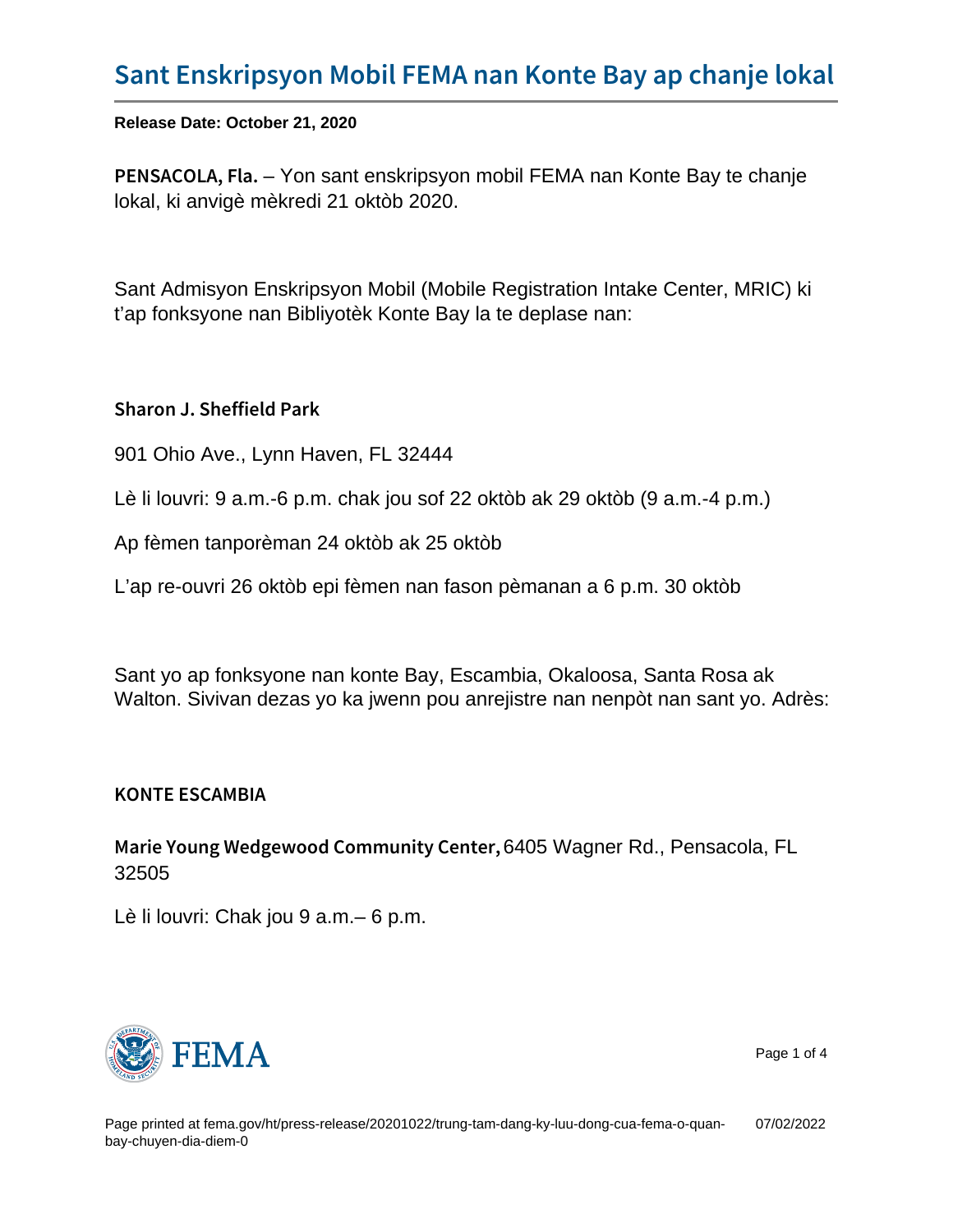# Sant Enskripsyon Mobil FEMA nan Konte Bay ap chanje lokal

**Release Date: October 21, 2020**

**PENSACOLA, Fla.** – Yon sant enskripsyon mobil FEMA nan Konte Bay te chanje lokal, ki anvigè mèkredi 21 oktòb 2020.

Sant Admisyon Enskripsyon Mobil (Mobile Registration Intake Center, MRIC) ki t'ap fonksyone nan Bibliyotèk Konte Bay la te deplase nan:

**Sharon J. Sheffield Park**

901 Ohio Ave., Lynn Haven, FL 32444

Lè li louvri: 9 a.m.-6 p.m. chak jou sof 22 oktòb ak 29 oktòb (9 a.m.-4 p.m.)

Ap fèmen tanporèman 24 oktòb ak 25 oktòb

L'ap re-ouvri 26 oktòb epi fèmen nan fason pèmanan a 6 p.m. 30 oktòb

Sant yo ap fonksyone nan konte Bay, Escambia, Okaloosa, Santa Rosa ak Walton. Sivivan dezas yo ka jwenn pou anrejistre nan nenpòt nan sant yo. Adrès:

**KONTE ESCAMBIA**

**Marie Young Wedgewood Community Center,** 6405 Wagner Rd., Pensacola, FL 32505

Lè li louvri: Chak jou 9 a.m.– 6 p.m.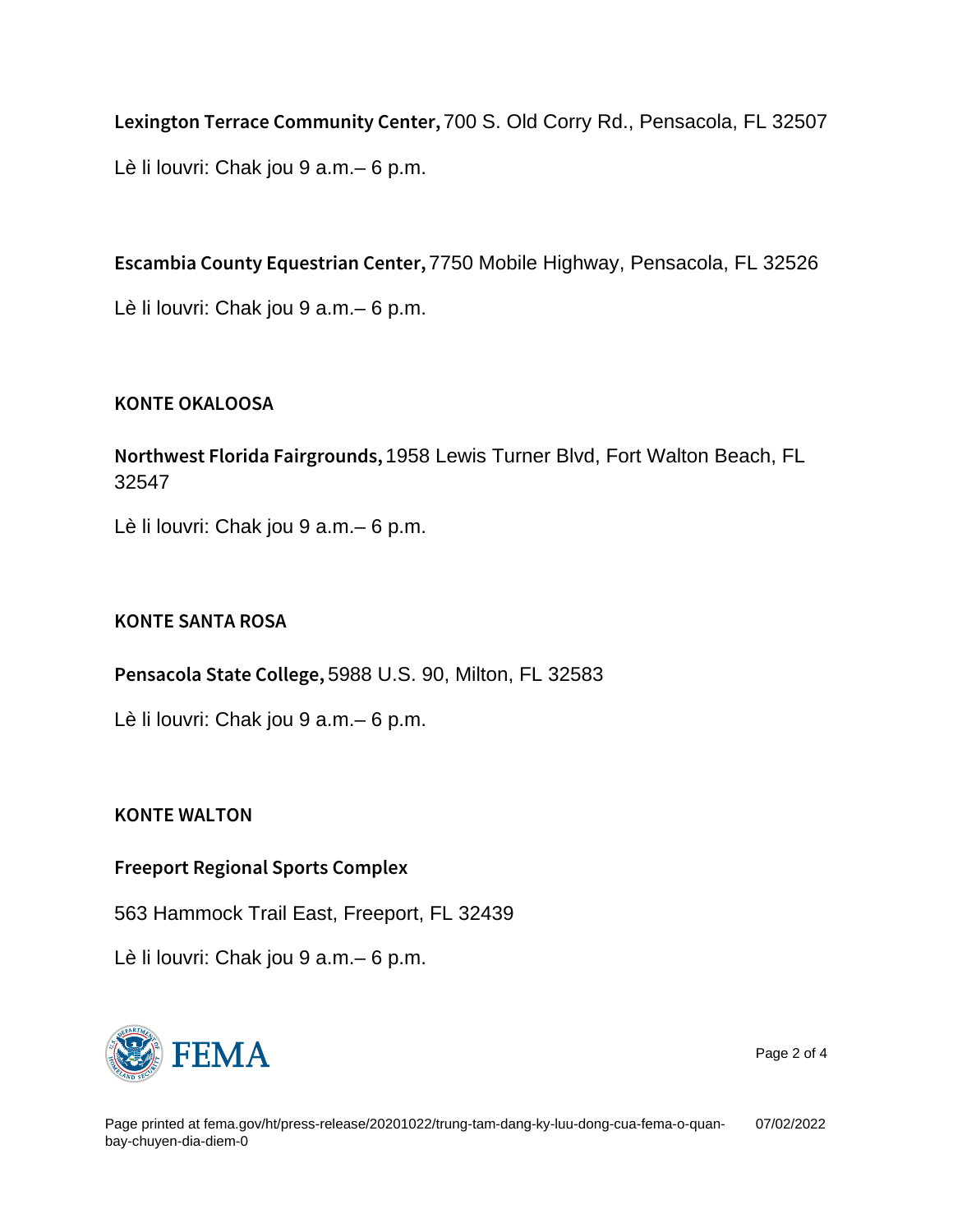**Lexington Terrace Community Center,** 700 S. Old Corry Rd., Pensacola, FL 32507

Lè li louvri: Chak jou 9 a.m.– 6 p.m.

**Escambia County Equestrian Center,** 7750 Mobile Highway, Pensacola, FL 32526

Lè li louvri: Chak jou 9 a.m.– 6 p.m.

### KONTE OKALOOSA

**Northwest Florida Fairgrounds,** 1958 Lewis Turner Blvd, Fort Walton Beach, FL 32547

Lè li louvri: Chak jou 9 a.m.– 6 p.m.

### KONTE SANTA ROSA

**Pensacola State College,** 5988 U.S. 90, Milton, FL 32583

Lè li louvri: Chak jou 9 a.m.– 6 p.m.

### KONTE WALTON

**Freeport Regional Sports Complex**

563 Hammock Trail East, Freeport, FL 32439

Lè li louvri: Chak jou 9 a.m.– 6 p.m.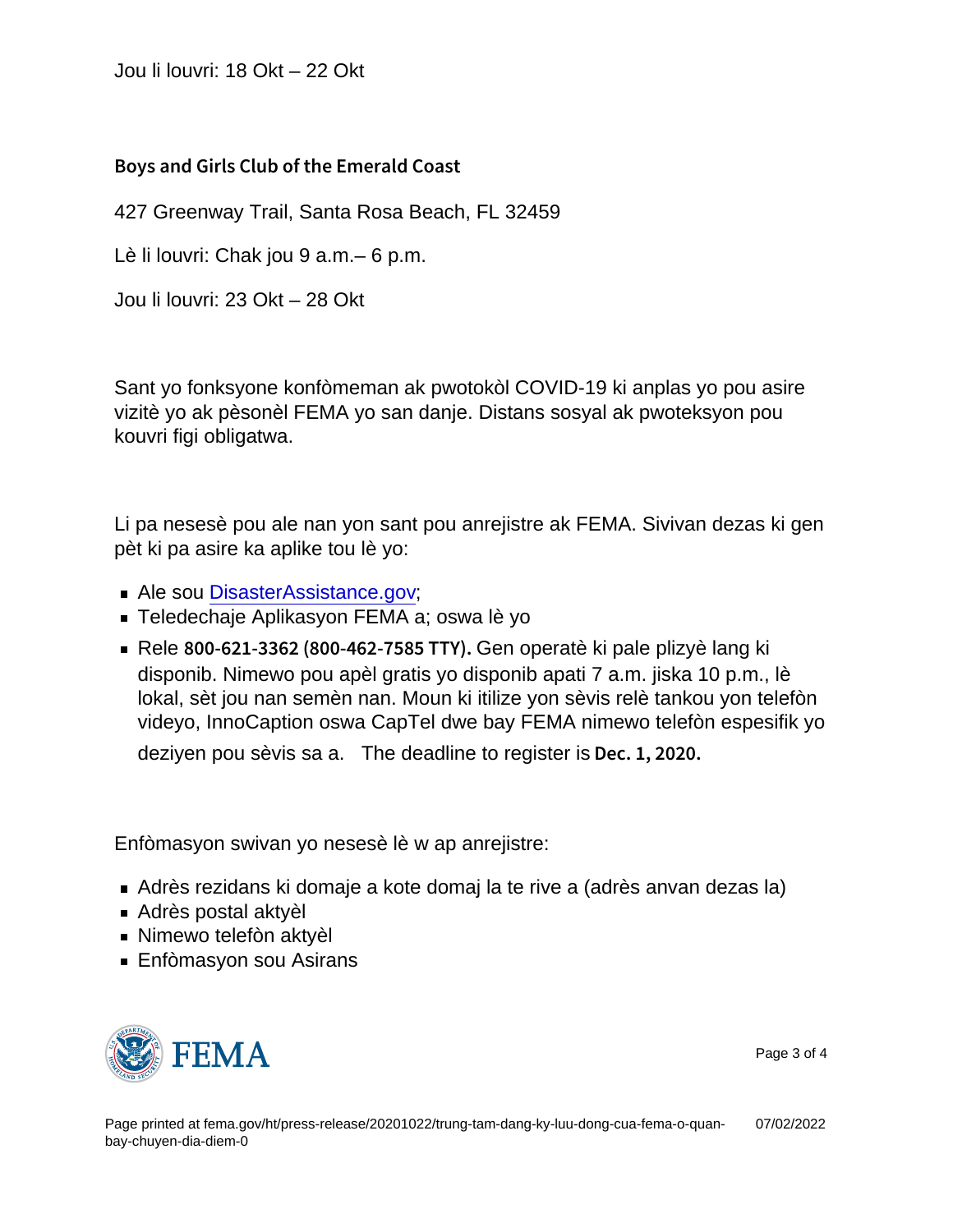Jou li louvri: 18 Okt – 22 Okt

**Boys and Girls Club of the Emerald Coast**

427 Greenway Trail, Santa Rosa Beach, FL 32459

Lè li louvri: Chak jou 9 a.m.– 6 p.m.

Jou li louvri: 23 Okt – 28 Okt

Sant yo fonksyone konfòmeman ak pwotokòl COVID-19 ki anplas yo pou asire vizitè yo ak pèsonèl FEMA yo san danje. Distans sosyal ak pwoteksyon pou kouvri figi obligatwa.

Li pa nesesè pou ale nan yon sant pou anrejistre ak FEMA. Sivivan dezas ki gen pèt ki pa asire ka aplike tou lè yo:

- Ale sou DisasterAssistance.gov;
- Teledechaje Aplikasyon FEMA a; oswa lè yo
- Rele **800-621-3362 (800-462-7585 TTY).** Gen operatè ki pale plizyè lang ki disponib. Nimewo pou apèl gratis yo disponib apati 7 a.m. jiska 10 p.m., lè lokal, sèt jou nan semèn nan. Moun ki itilize yon sèvis relè tankou yon telefòn videyo, InnoCaption oswa CapTel dwe bay FEMA nimewo telefòn espesifik yo deziyen pou sèvis sa a. The deadline to register is **Dec. 1, 2020.**

Enfòmasyon swivan yo nesesè lè w ap anrejistre:

- Adrès rezidans ki domaje a kote domaj la te rive a (adrès anvan dezas la)
- Adrès postal aktyèl
- Nimewo telefòn aktyèl
- Enfòmasyon sou Asirans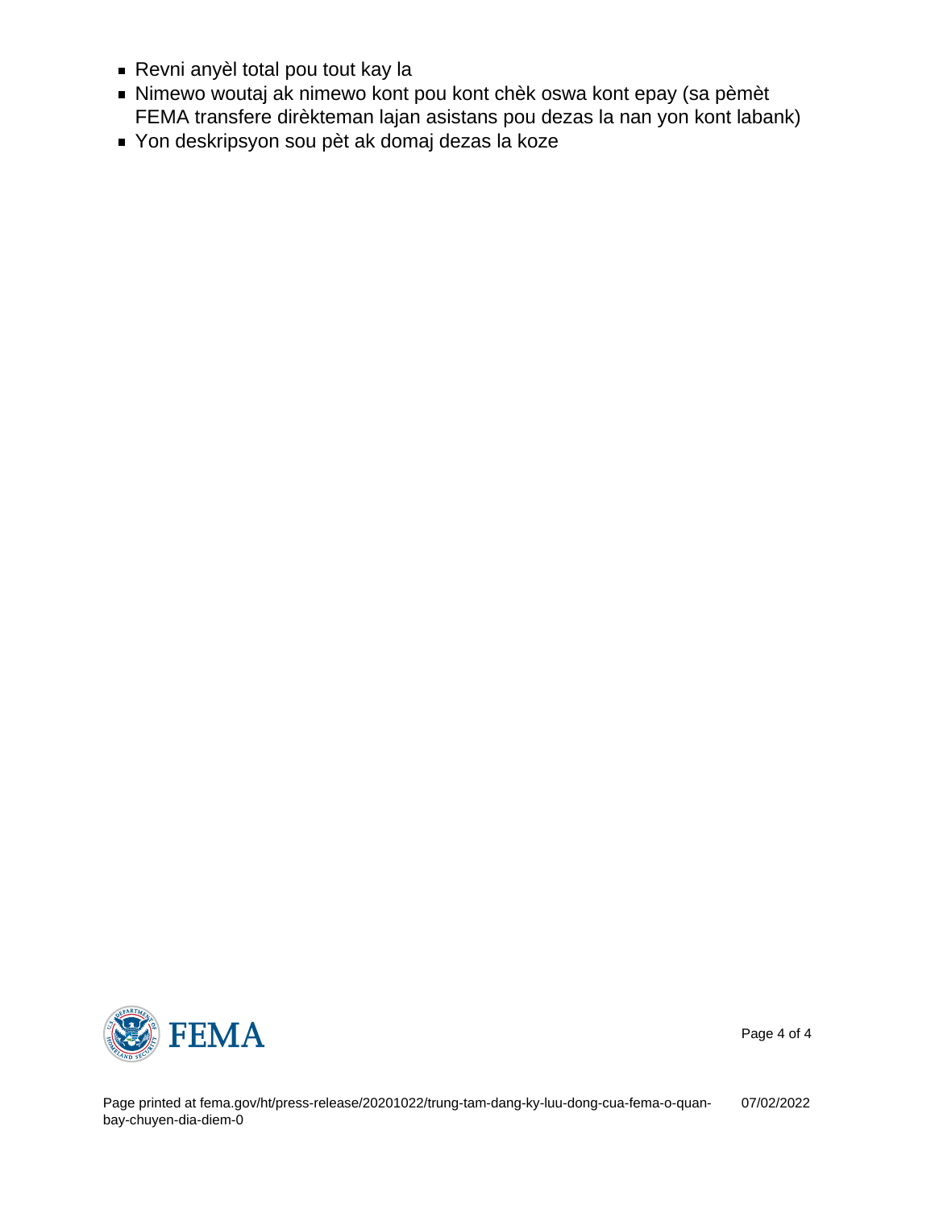- Revni anyèl total pou tout kay la
- Nimewo woutaj ak nimewo kont pou kont chèk oswa kont epay (sa pèmèt FEMA transfere dirèkteman lajan asistans pou dezas la nan yon kont labank)
- Yon deskripsyon sou pèt ak domaj dezas la koze